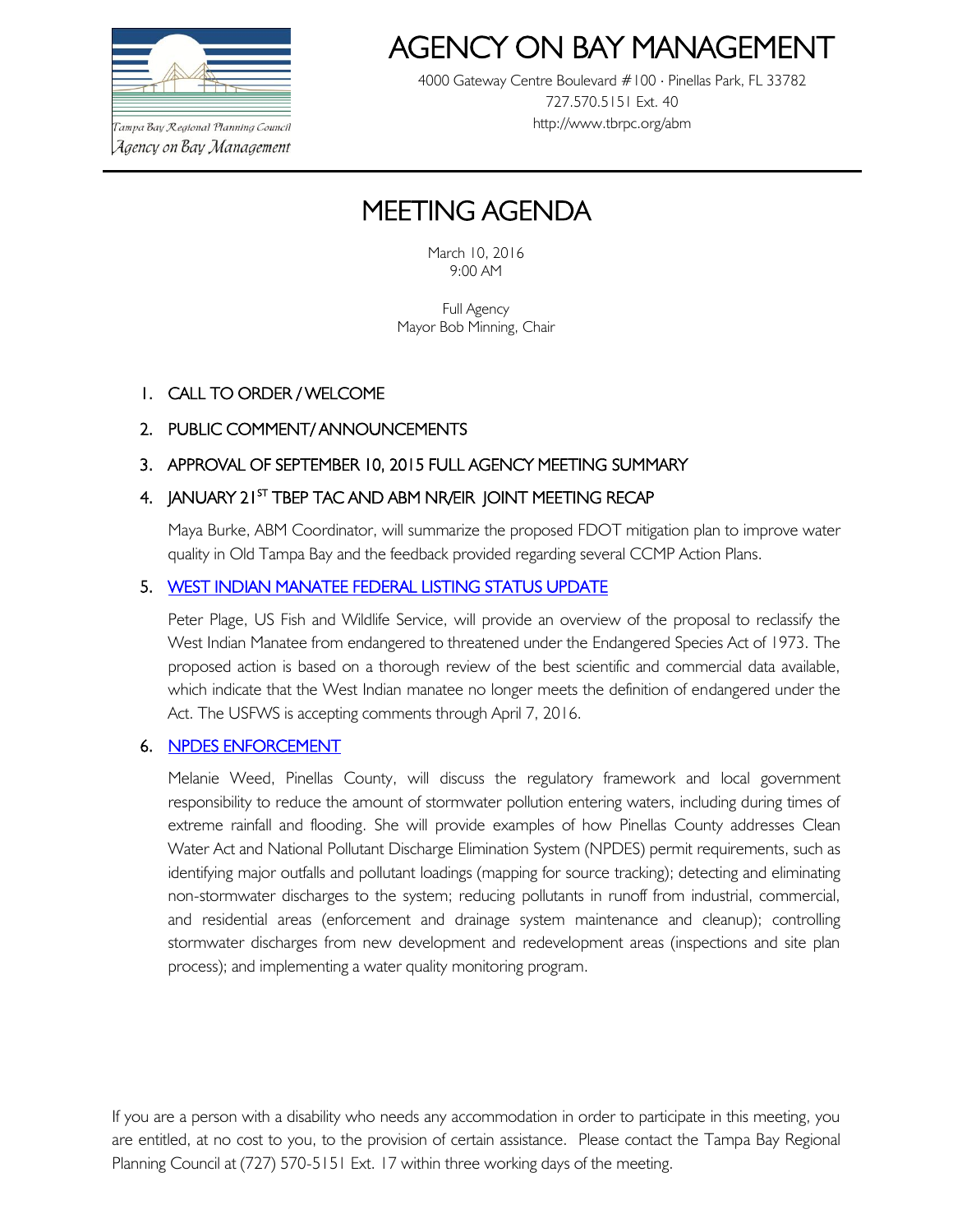Tampa Bay Regional Planning Council

Agency on Bay Management

# AGENCY ON BAY MANAGEMENT

4000 Gateway Centre Boulevard #100 · Pinellas Park, FL 33782
727.570.5151 Ext. 40
http://www.tbrpc.org/abm

## MEETING AGENDA

March 10, 2016
9:00 AM

Full Agency
Mayor Bob Minning, Chair

1. CALL TO ORDER / WELCOME

2. PUBLIC COMMENT/ ANNOUNCEMENTS

3. APPROVAL OF SEPTEMBER 10, 2015 FULL AGENCY MEETING SUMMARY

4. JANUARY 21ST TBEP TAC AND ABM NR/EIR JOINT MEETING RECAP

   Maya Burke, ABM Coordinator, will summarize the proposed FDOT mitigation plan to improve water quality in Old Tampa Bay and the feedback provided regarding several CCMP Action Plans.

5. WEST INDIAN MANATEE FEDERAL LISTING STATUS UPDATE

   Peter Plage, US Fish and Wildlife Service, will provide an overview of the proposal to reclassify the West Indian Manatee from endangered to threatened under the Endangered Species Act of 1973. The proposed action is based on a thorough review of the best scientific and commercial data available, which indicate that the West Indian manatee no longer meets the definition of endangered under the Act. The USFWS is accepting comments through April 7, 2016.

6. NPDES ENFORCEMENT

   Melanie Weed, Pinellas County, will discuss the regulatory framework and local government responsibility to reduce the amount of stormwater pollution entering waters, including during times of extreme rainfall and flooding. She will provide examples of how Pinellas County addresses Clean Water Act and National Pollutant Discharge Elimination System (NPDES) permit requirements, such as identifying major outfalls and pollutant loadings (mapping for source tracking); detecting and eliminating non-stormwater discharges to the system; reducing pollutants in runoff from industrial, commercial, and residential areas (enforcement and drainage system maintenance and cleanup); controlling stormwater discharges from new development and redevelopment areas (inspections and site plan process); and implementing a water quality monitoring program.

If you are a person with a disability who needs any accommodation in order to participate in this meeting, you are entitled, at no cost to you, to the provision of certain assistance. Please contact the Tampa Bay Regional Planning Council at (727) 570-5151 Ext. 17 within three working days of the meeting.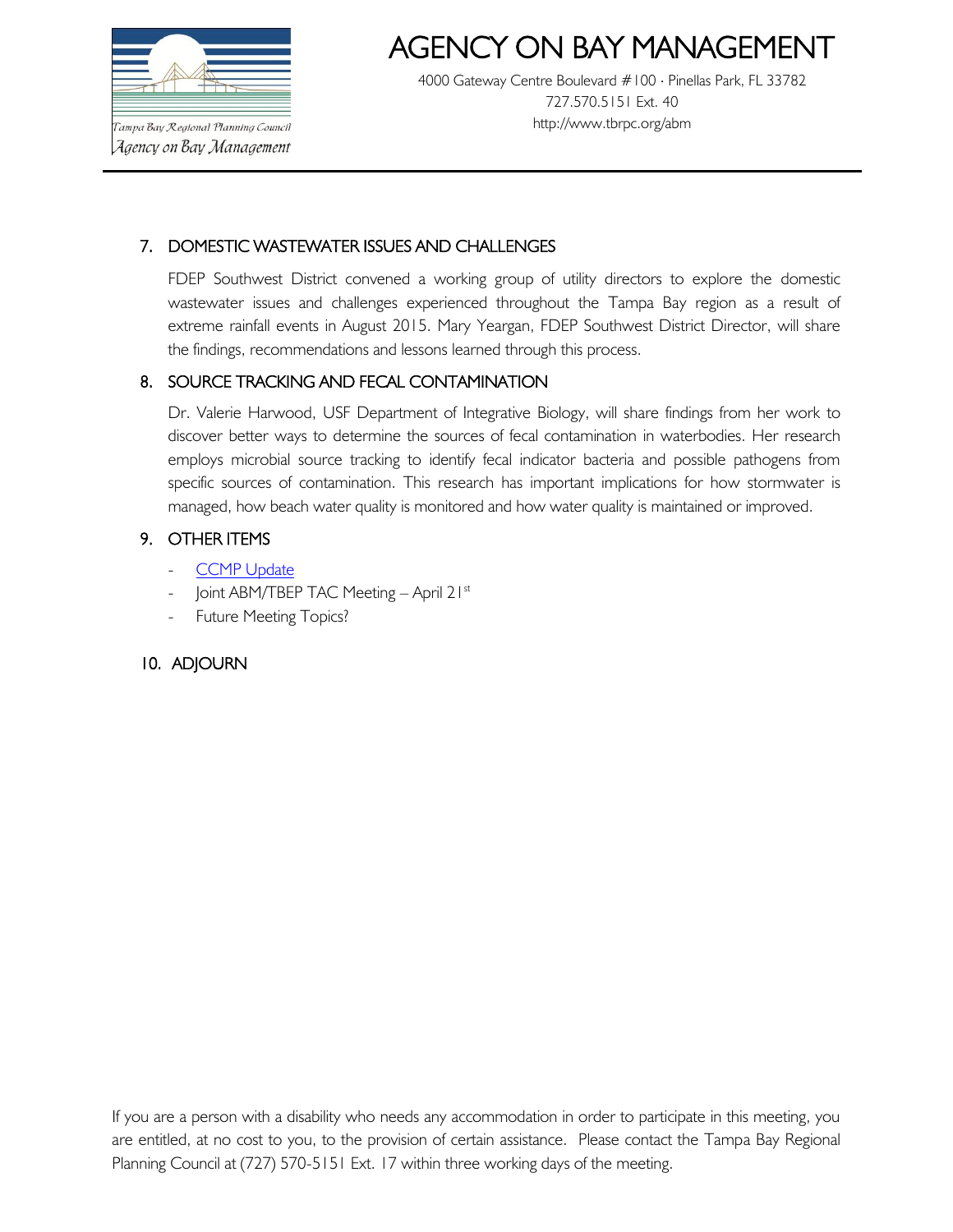# AGENCY ON BAY MANAGEMENT

4000 Gateway Centre Boulevard #100 · Pinellas Park, FL 33782
727.570.5151 Ext. 40
http://www.tbrpc.org/abm

Tampa Bay Regional Planning Council
Agency on Bay Management

7. DOMESTIC WASTEWATER ISSUES AND CHALLENGES

   FDEP Southwest District convened a working group of utility directors to explore the domestic wastewater issues and challenges experienced throughout the Tampa Bay region as a result of extreme rainfall events in August 2015. Mary Yeargan, FDEP Southwest District Director, will share the findings, recommendations and lessons learned through this process.

8. SOURCE TRACKING AND FECAL CONTAMINATION

   Dr. Valerie Harwood, USF Department of Integrative Biology, will share findings from her work to discover better ways to determine the sources of fecal contamination in waterbodies. Her research employs microbial source tracking to identify fecal indicator bacteria and possible pathogens from specific sources of contamination. This research has important implications for how stormwater is managed, how beach water quality is monitored and how water quality is maintained or improved.

9. OTHER ITEMS

   - CCMP Update
   - Joint ABM/TBEP TAC Meeting – April 21st
   - Future Meeting Topics?

10. ADJOURN

If you are a person with a disability who needs any accommodation in order to participate in this meeting, you are entitled, at no cost to you, to the provision of certain assistance. Please contact the Tampa Bay Regional Planning Council at (727) 570-5151 Ext. 17 within three working days of the meeting.